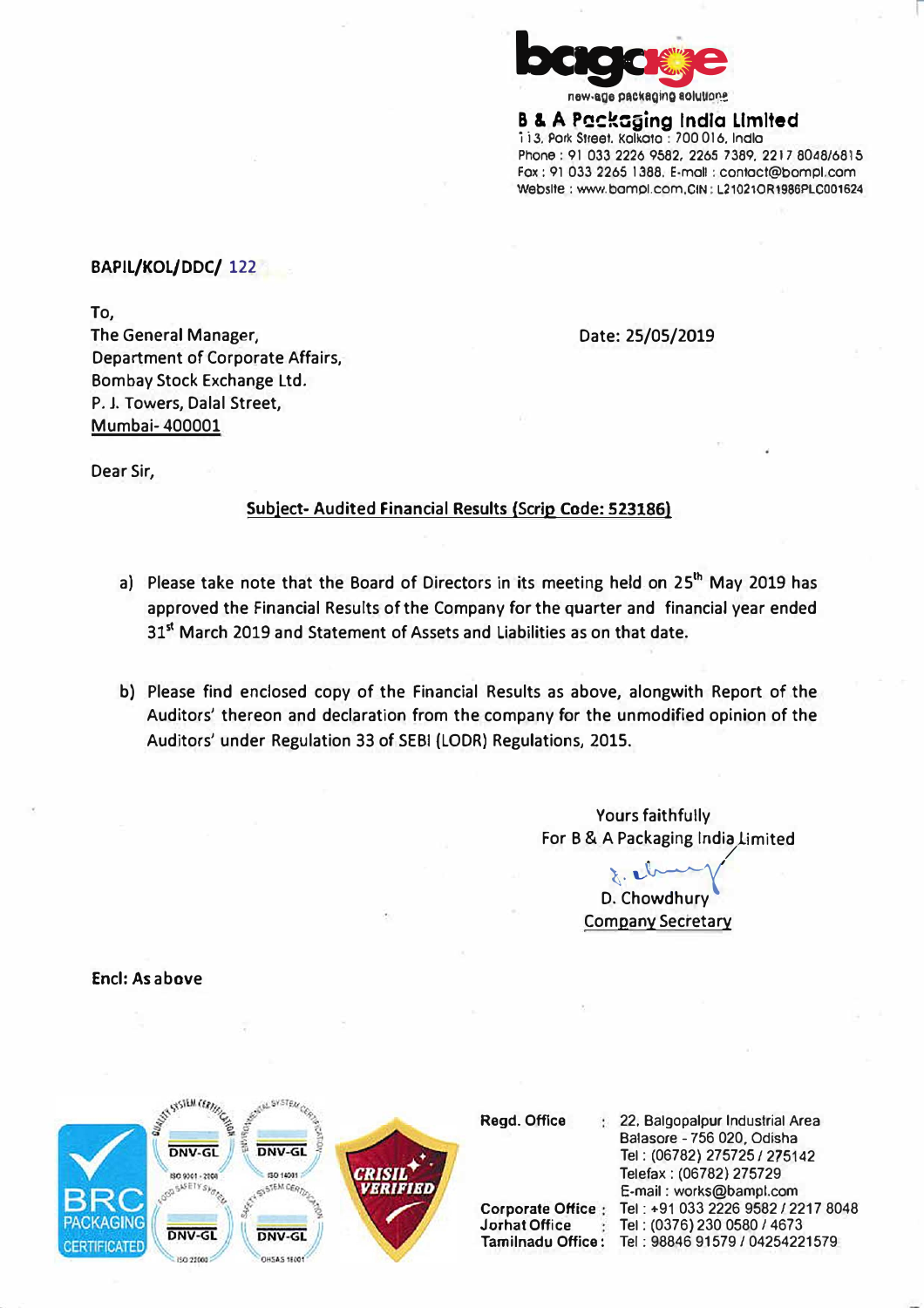**B & A Packaging India Limited**

new-age packaging solutions

113, Park Street, Kolkata : 700 016, India
Phone : 91 033 2226 9582, 2265 7389, 2217 8048/6815
Fax : 91 033 2265 1388, E-mail : contact@bampl.com
Website : www.bampl.com,CIN : L21021OR1986PLC001624

**BAPIL/KOL/DDC/ 122**

To,
The General Manager,
Department of Corporate Affairs,
Bombay Stock Exchange Ltd.
P. J. Towers, Dalal Street,
Mumbai- 400001

Date: 25/05/2019

Dear Sir,

**Subject- Audited Financial Results (Scrip Code: 523186)**

a) Please take note that the Board of Directors in its meeting held on 25th May 2019 has approved the Financial Results of the Company for the quarter and financial year ended 31st March 2019 and Statement of Assets and Liabilities as on that date.

b) Please find enclosed copy of the Financial Results as above, alongwith Report of the Auditors' thereon and declaration from the company for the unmodified opinion of the Auditors' under Regulation 33 of SEBI (LODR) Regulations, 2015.

Yours faithfully
For B & A Packaging India Limited

D. Chowdhury
Company Secretary

**Encl: As above**

Regd. Office : 22, Balgopalpur Industrial Area
Balasore - 756 020, Odisha
Tel : (06782) 275725 / 275142
Telefax : (06782) 275729
E-mail : works@bampl.com

Corporate Office : Tel : +91 033 2226 9582 / 2217 8048
Jorhat Office : Tel : (0376) 230 0580 / 4673
Tamilnadu Office : Tel : 98846 91579 / 04254221579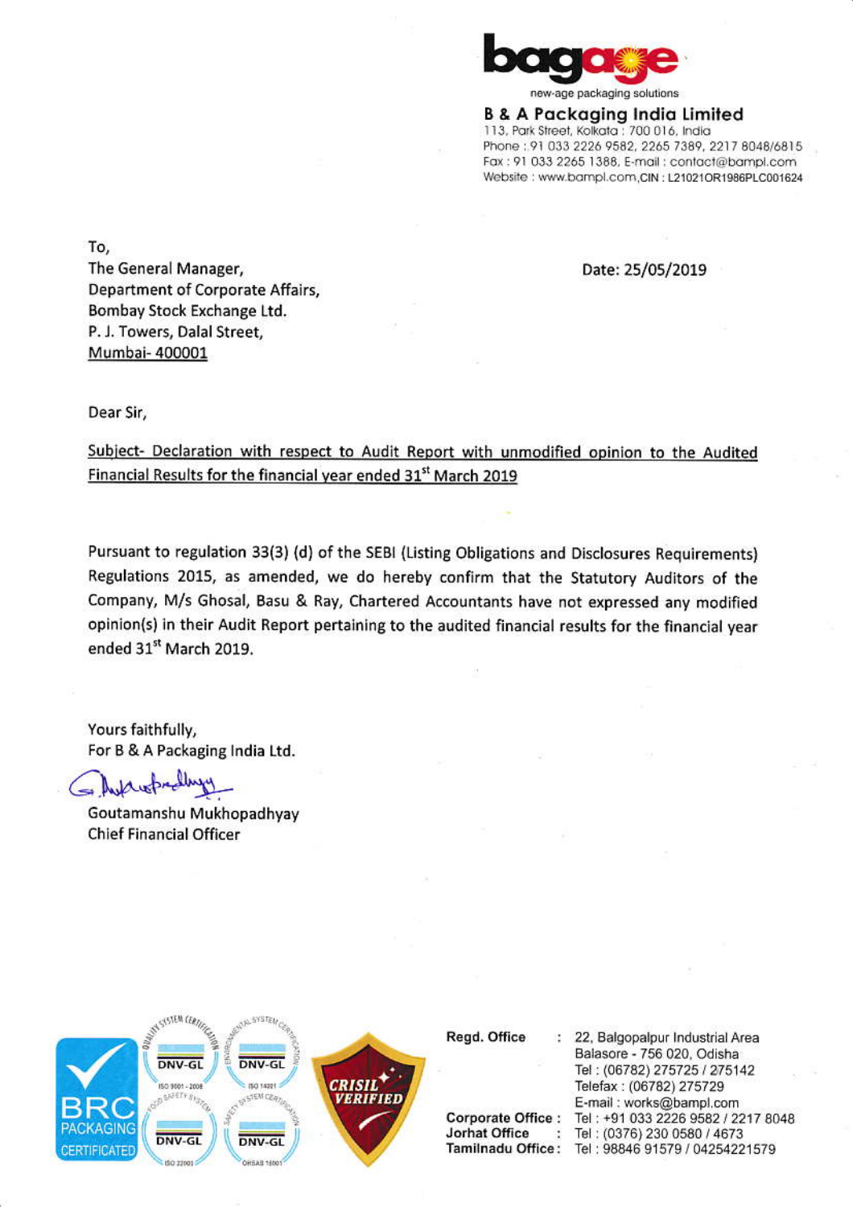**bagage**
new-age packaging solutions

**B & A Packaging India Limited**
113, Park Street, Kolkata : 700 016, India
Phone : 91 033 2226 9582, 2265 7389, 2217 8048/6815
Fax : 91 033 2265 1388, E-mail : contact@bampl.com
Website : www.bampl.com, CIN : L21021OR1986PLC001624

To,
The General Manager,
Department of Corporate Affairs,
Bombay Stock Exchange Ltd.
P. J. Towers, Dalal Street,
Mumbai- 400001

Date: 25/05/2019

Dear Sir,

Subject- Declaration with respect to Audit Report with unmodified opinion to the Audited Financial Results for the financial year ended 31st March 2019

Pursuant to regulation 33(3) (d) of the SEBI (Listing Obligations and Disclosures Requirements) Regulations 2015, as amended, we do hereby confirm that the Statutory Auditors of the Company, M/s Ghosal, Basu & Ray, Chartered Accountants have not expressed any modified opinion(s) in their Audit Report pertaining to the audited financial results for the financial year ended 31st March 2019.

Yours faithfully,
For B & A Packaging India Ltd.

Goutamanshu Mukhopadhyay
Chief Financial Officer

Regd. Office : 22, Balgopalpur Industrial Area
Balasore - 756 020, Odisha
Tel : (06782) 275725 / 275142
Telefax : (06782) 275729
E-mail : works@bampl.com
Corporate Office : Tel : +91 033 2226 9582 / 2217 8048
Jorhat Office : Tel : (0376) 230 0580 / 4673
Tamilnadu Office : Tel : 98846 91579 / 04254221579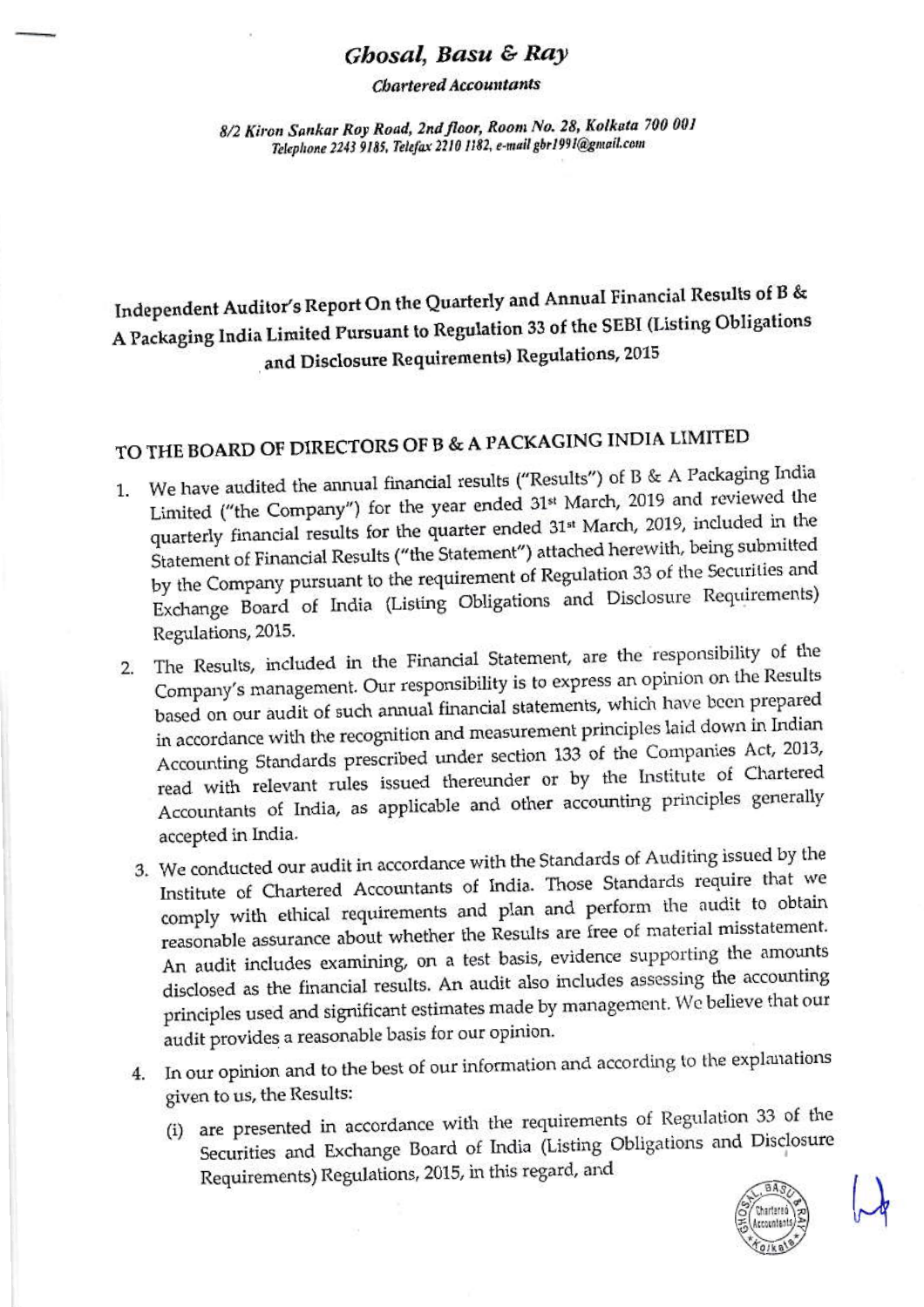# *Ghosal, Basu & Ray*

***Chartered Accountants***

*8/2 Kiron Sankar Roy Road, 2nd floor, Room No. 28, Kolkata 700 001*
*Telephone 2243 9185, Telefax 2210 1182, e-mail gbr1991@gmail.com*

## Independent Auditor's Report On the Quarterly and Annual Financial Results of B & A Packaging India Limited Pursuant to Regulation 33 of the SEBI (Listing Obligations and Disclosure Requirements) Regulations, 2015

### TO THE BOARD OF DIRECTORS OF B & A PACKAGING INDIA LIMITED

1. We have audited the annual financial results ("Results") of B & A Packaging India Limited ("the Company") for the year ended 31st March, 2019 and reviewed the quarterly financial results for the quarter ended 31st March, 2019, included in the Statement of Financial Results ("the Statement") attached herewith, being submitted by the Company pursuant to the requirement of Regulation 33 of the Securities and Exchange Board of India (Listing Obligations and Disclosure Requirements) Regulations, 2015.

2. The Results, included in the Financial Statement, are the responsibility of the Company's management. Our responsibility is to express an opinion on the Results based on our audit of such annual financial statements, which have been prepared in accordance with the recognition and measurement principles laid down in Indian Accounting Standards prescribed under section 133 of the Companies Act, 2013, read with relevant rules issued thereunder or by the Institute of Chartered Accountants of India, as applicable and other accounting principles generally accepted in India.

3. We conducted our audit in accordance with the Standards of Auditing issued by the Institute of Chartered Accountants of India. Those Standards require that we comply with ethical requirements and plan and perform the audit to obtain reasonable assurance about whether the Results are free of material misstatement. An audit includes examining, on a test basis, evidence supporting the amounts disclosed as the financial results. An audit also includes assessing the accounting principles used and significant estimates made by management. We believe that our audit provides a reasonable basis for our opinion.

4. In our opinion and to the best of our information and according to the explanations given to us, the Results:

   (i) are presented in accordance with the requirements of Regulation 33 of the Securities and Exchange Board of India (Listing Obligations and Disclosure Requirements) Regulations, 2015, in this regard, and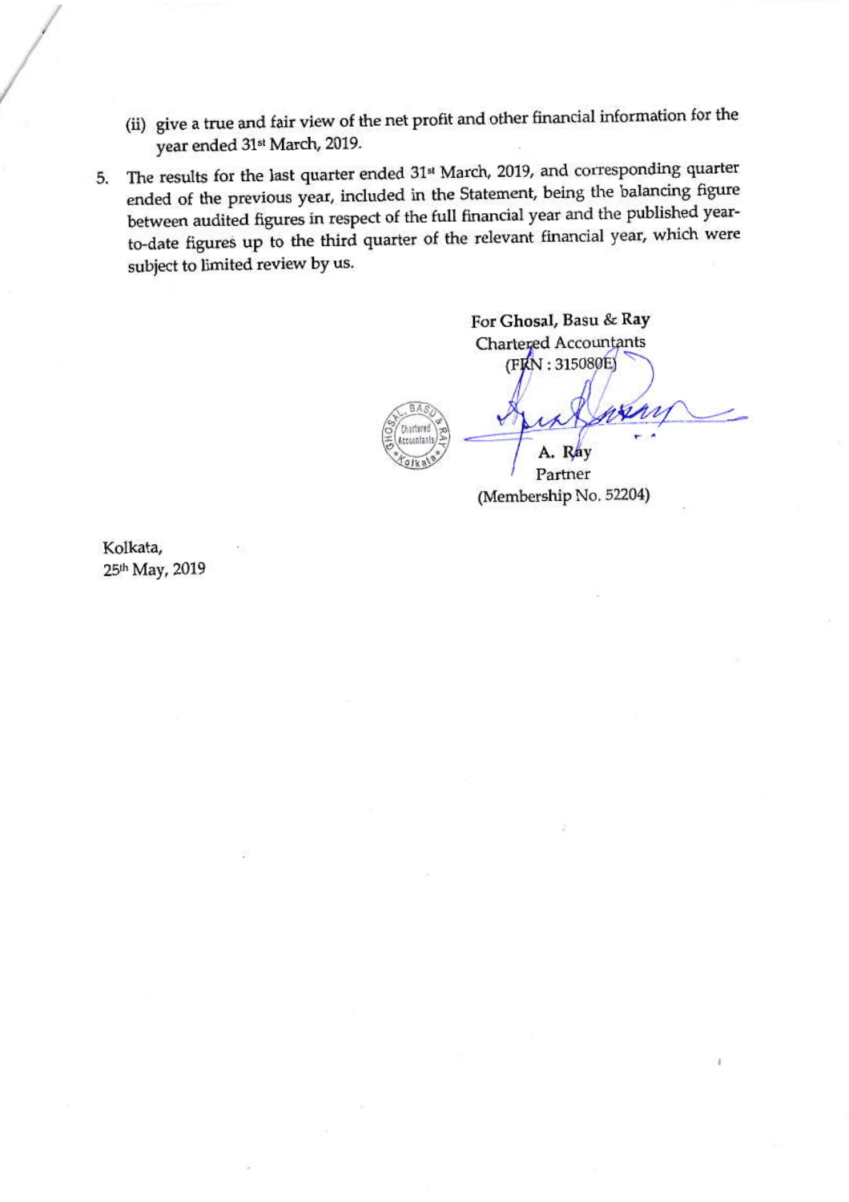(ii) give a true and fair view of the net profit and other financial information for the year ended 31st March, 2019.

5. The results for the last quarter ended 31st March, 2019, and corresponding quarter ended of the previous year, included in the Statement, being the balancing figure between audited figures in respect of the full financial year and the published year-to-date figures up to the third quarter of the relevant financial year, which were subject to limited review by us.

For Ghosal, Basu & Ray
Chartered Accountants
(FRN : 315080E)

A. Ray
Partner
(Membership No. 52204)

Kolkata,
25th May, 2019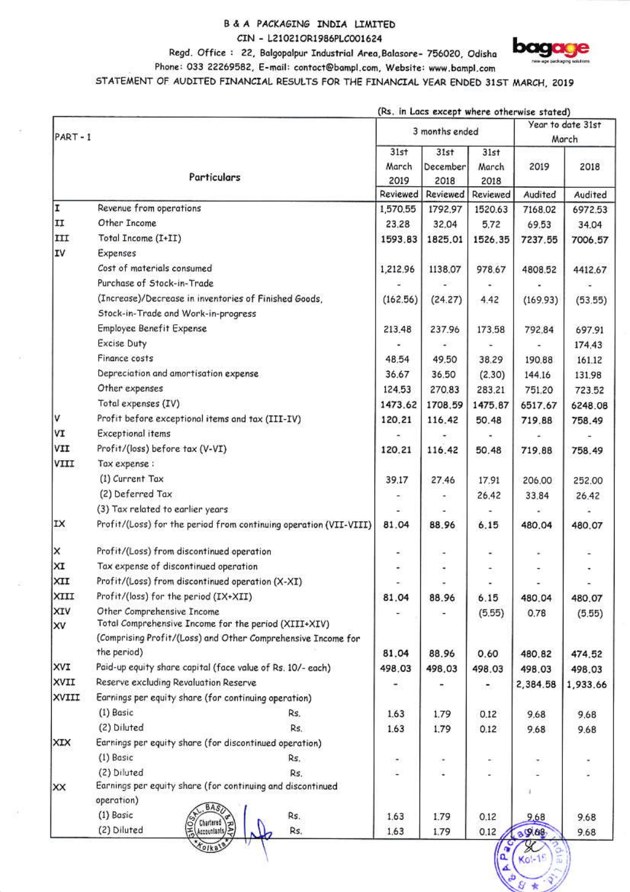# B & A PACKAGING INDIA LIMITED

CIN - L21021OR1986PLC001624

Regd. Office : 22, Balgopalpur Industrial Area, Balasore- 756020, Odisha

Phone: 033 22269582, E-mail: contact@bampl.com, Website: www.bampl.com

STATEMENT OF AUDITED FINANCIAL RESULTS FOR THE FINANCIAL YEAR ENDED 31ST MARCH, 2019

(Rs. in Lacs except where otherwise stated)

| PART - 1 | | 3 months ended | | | Year to date 31st March | |
|---|---|---|---|---|---|---|
| | Particulars | 31st March 2019 | 31st December 2018 | 31st March 2018 | 2019 | 2018 |
| | | Reviewed | Reviewed | Reviewed | Audited | Audited |
| I | Revenue from operations | 1,570.55 | 1792.97 | 1520.63 | 7168.02 | 6972.53 |
| II | Other Income | 23.28 | 32.04 | 5.72 | 69.53 | 34.04 |
| III | Total Income (I+II) | 1593.83 | 1825.01 | 1526.35 | 7237.55 | 7006.57 |
| IV | Expenses | | | | | |
| | Cost of materials consumed | 1,212.96 | 1138.07 | 978.67 | 4808.52 | 4412.67 |
| | Purchase of Stock-in-Trade | - | - | - | - | - |
| | (Increase)/Decrease in inventories of Finished Goods, Stock-in-Trade and Work-in-progress | (162.56) | (24.27) | 4.42 | (169.93) | (53.55) |
| | Employee Benefit Expense | 213.48 | 237.96 | 173.58 | 792.84 | 697.91 |
| | Excise Duty | - | - | - | - | 174.43 |
| | Finance costs | 48.54 | 49.50 | 38.29 | 190.88 | 161.12 |
| | Depreciation and amortisation expense | 36.67 | 36.50 | (2.30) | 144.16 | 131.98 |
| | Other expenses | 124.53 | 270.83 | 283.21 | 751.20 | 723.52 |
| | Total expenses (IV) | 1473.62 | 1708.59 | 1475.87 | 6517.67 | 6248.08 |
| V | Profit before exceptional items and tax (III-IV) | 120.21 | 116.42 | 50.48 | 719.88 | 758.49 |
| VI | Exceptional items | - | - | - | - | - |
| VII | Profit/(loss) before tax (V-VI) | 120.21 | 116.42 | 50.48 | 719.88 | 758.49 |
| VIII | Tax expense : | | | | | |
| | (1) Current Tax | 39.17 | 27.46 | 17.91 | 206.00 | 252.00 |
| | (2) Deferred Tax | - | - | 26.42 | 33.84 | 26.42 |
| | (3) Tax related to earlier years | - | - | - | - | - |
| IX | Profit/(Loss) for the period from continuing operation (VII-VIII) | 81.04 | 88.96 | 6.15 | 480.04 | 480.07 |
| X | Profit/(Loss) from discontinued operation | - | - | - | - | - |
| XI | Tax expense of discontinued operation | - | - | - | - | - |
| XII | Profit/(Loss) from discontinued operation (X-XI) | - | - | - | - | - |
| XIII | Profit/(loss) for the period (IX+XII) | 81.04 | 88.96 | 6.15 | 480.04 | 480.07 |
| XIV | Other Comprehensive Income | - | - | (5.55) | 0.78 | (5.55) |
| XV | Total Comprehensive Income for the period (XIII+XIV) (Comprising Profit/(Loss) and Other Comprehensive Income for the period) | 81.04 | 88.96 | 0.60 | 480.82 | 474.52 |
| XVI | Paid-up equity share capital (face value of Rs. 10/- each) | 498.03 | 498.03 | 498.03 | 498.03 | 498.03 |
| XVII | Reserve excluding Revaluation Reserve | - | - | - | 2,384.58 | 1,933.66 |
| XVIII | Earnings per equity share (for continuing operation) | | | | | |
| | (1) Basic Rs. | 1.63 | 1.79 | 0.12 | 9.68 | 9.68 |
| | (2) Diluted Rs. | 1.63 | 1.79 | 0.12 | 9.68 | 9.68 |
| XIX | Earnings per equity share (for discontinued operation) | | | | | |
| | (1) Basic Rs. | - | - | - | - | - |
| | (2) Diluted Rs. | - | - | - | - | - |
| XX | Earnings per equity share (for continuing and discontinued operation) | | | | | |
| | (1) Basic Rs. | 1.63 | 1.79 | 0.12 | 9.68 | 9.68 |
| | (2) Diluted Rs. | 1.63 | 1.79 | 0.12 | 9.68 | 9.68 |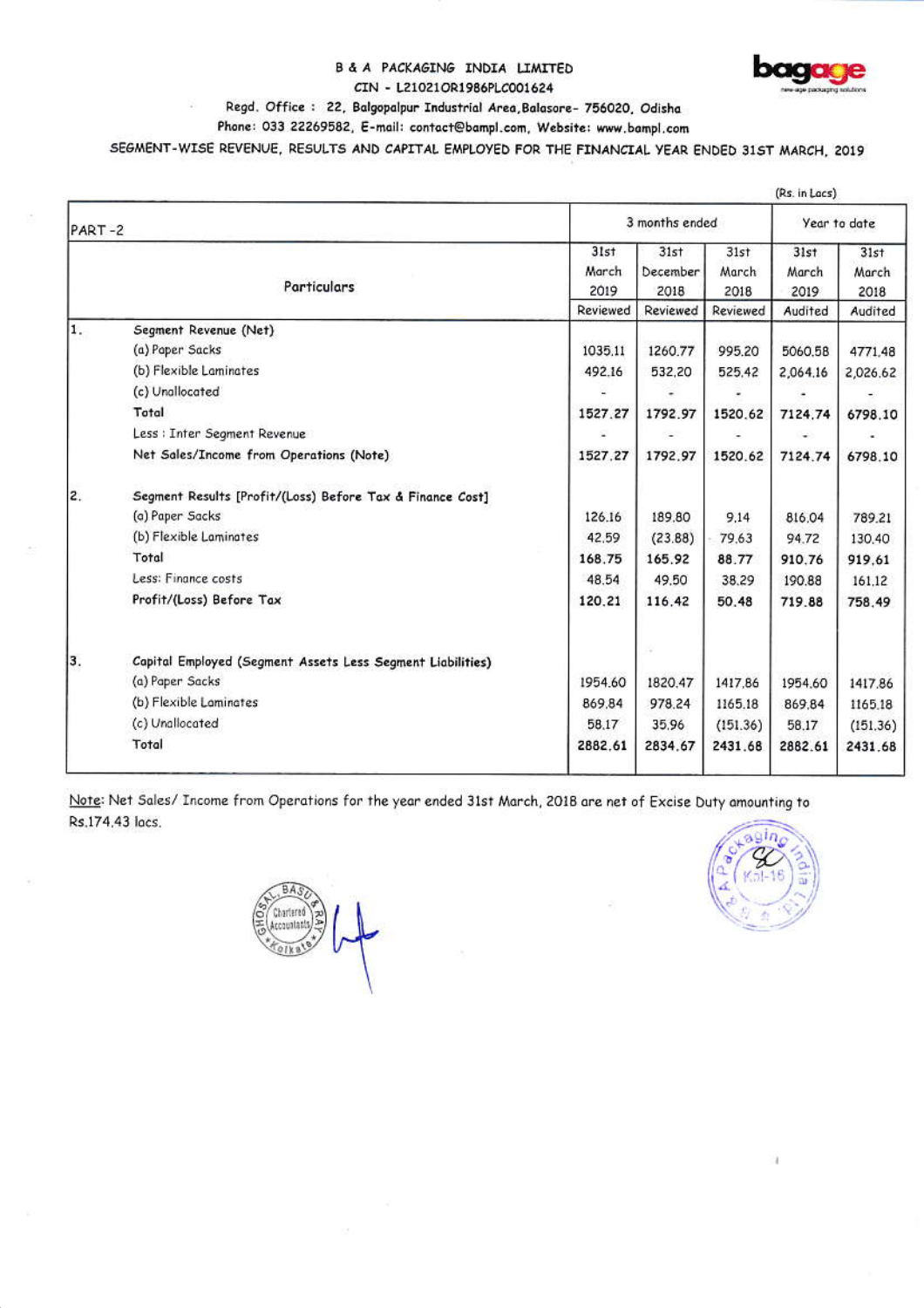# B & A PACKAGING INDIA LIMITED

CIN - L21021OR1986PLC001624

Regd. Office : 22, Balgopalpur Industrial Area, Balasore- 756020, Odisha

Phone: 033 22269582, E-mail: contact@bampl.com, Website: www.bampl.com

## SEGMENT-WISE REVENUE, RESULTS AND CAPITAL EMPLOYED FOR THE FINANCIAL YEAR ENDED 31ST MARCH, 2019

(Rs. in Lacs)

| PART -2 | | 3 months ended | | | Year to date | |
|---|---|---|---|---|---|---|
| | Particulars | 31st March 2019 | 31st December 2018 | 31st March 2018 | 31st March 2019 | 31st March 2018 |
| | | Reviewed | Reviewed | Reviewed | Audited | Audited |
| 1. | Segment Revenue (Net) | | | | | |
| | (a) Paper Sacks | 1035.11 | 1260.77 | 995.20 | 5060.58 | 4771.48 |
| | (b) Flexible Laminates | 492.16 | 532.20 | 525.42 | 2,064.16 | 2,026.62 |
| | (c) Unallocated | - | - | - | - | - |
| | Total | 1527.27 | 1792.97 | 1520.62 | 7124.74 | 6798.10 |
| | Less : Inter Segment Revenue | - | - | - | - | - |
| | Net Sales/Income from Operations (Note) | 1527.27 | 1792.97 | 1520.62 | 7124.74 | 6798.10 |
| 2. | Segment Results [Profit/(Loss) Before Tax & Finance Cost] | | | | | |
| | (a) Paper Sacks | 126.16 | 189.80 | 9.14 | 816.04 | 789.21 |
| | (b) Flexible Laminates | 42.59 | (23.88) | 79.63 | 94.72 | 130.40 |
| | Total | 168.75 | 165.92 | 88.77 | 910.76 | 919.61 |
| | Less: Finance costs | 48.54 | 49.50 | 38.29 | 190.88 | 161.12 |
| | Profit/(Loss) Before Tax | 120.21 | 116.42 | 50.48 | 719.88 | 758.49 |
| 3. | Capital Employed (Segment Assets Less Segment Liabilities) | | | | | |
| | (a) Paper Sacks | 1954.60 | 1820.47 | 1417.86 | 1954.60 | 1417.86 |
| | (b) Flexible Laminates | 869.84 | 978.24 | 1165.18 | 869.84 | 1165.18 |
| | (c) Unallocated | 58.17 | 35.96 | (151.36) | 58.17 | (151.36) |
| | Total | 2882.61 | 2834.67 | 2431.68 | 2882.61 | 2431.68 |

Note: Net Sales/ Income from Operations for the year ended 31st March, 2018 are net of Excise Duty amounting to Rs.174.43 lacs.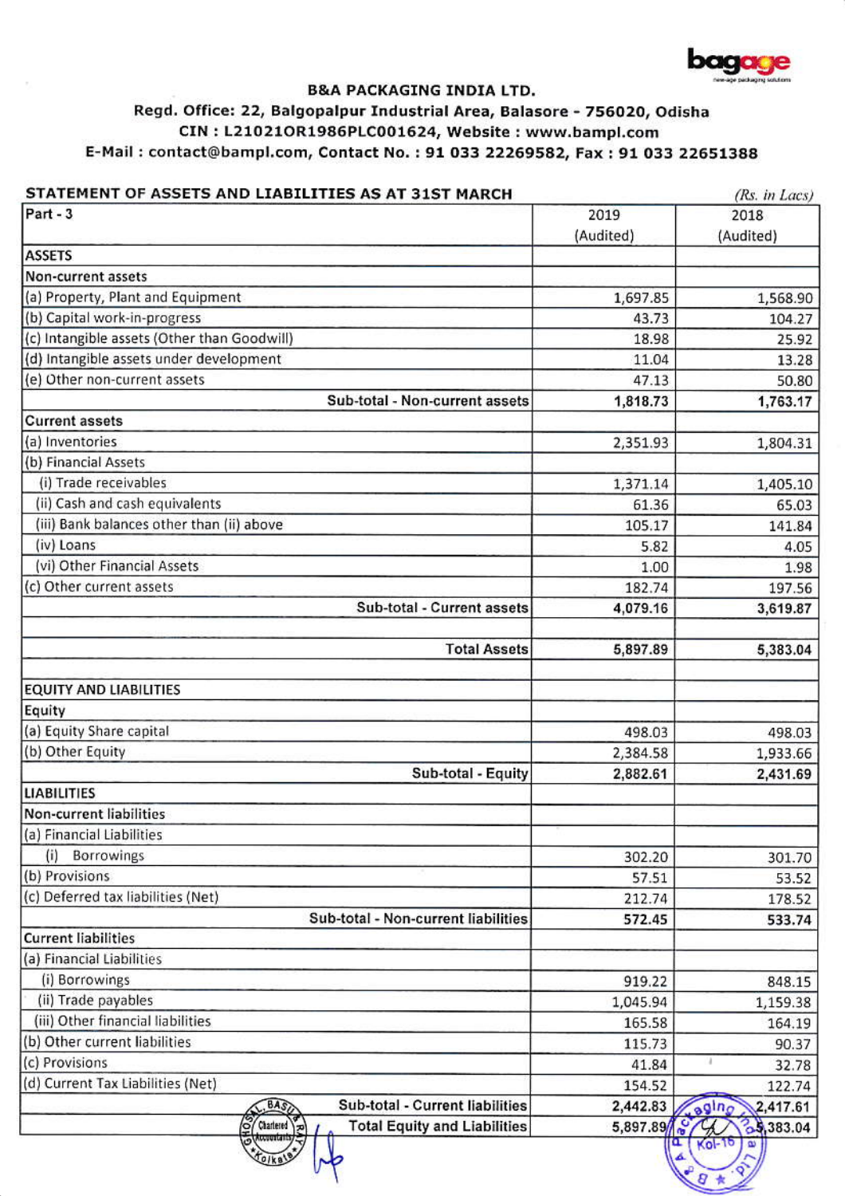# B&A PACKAGING INDIA LTD.

**Regd. Office: 22, Balgopalpur Industrial Area, Balasore - 756020, Odisha**

**CIN : L21021OR1986PLC001624, Website : www.bampl.com**

**E-Mail : contact@bampl.com, Contact No. : 91 033 22269582, Fax : 91 033 22651388**

## STATEMENT OF ASSETS AND LIABILITIES AS AT 31ST MARCH

*(Rs. in Lacs)*

| Part - 3 | 2019 (Audited) | 2018 (Audited) |
|---|---|---|
| **ASSETS** | | |
| **Non-current assets** | | |
| (a) Property, Plant and Equipment | 1,697.85 | 1,568.90 |
| (b) Capital work-in-progress | 43.73 | 104.27 |
| (c) Intangible assets (Other than Goodwill) | 18.98 | 25.92 |
| (d) Intangible assets under development | 11.04 | 13.28 |
| (e) Other non-current assets | 47.13 | 50.80 |
| **Sub-total - Non-current assets** | **1,818.73** | **1,763.17** |
| **Current assets** | | |
| (a) Inventories | 2,351.93 | 1,804.31 |
| (b) Financial Assets | | |
| (i) Trade receivables | 1,371.14 | 1,405.10 |
| (ii) Cash and cash equivalents | 61.36 | 65.03 |
| (iii) Bank balances other than (ii) above | 105.17 | 141.84 |
| (iv) Loans | 5.82 | 4.05 |
| (vi) Other Financial Assets | 1.00 | 1.98 |
| (c) Other current assets | 182.74 | 197.56 |
| **Sub-total - Current assets** | **4,079.16** | **3,619.87** |
| | | |
| **Total Assets** | **5,897.89** | **5,383.04** |
| | | |
| **EQUITY AND LIABILITIES** | | |
| **Equity** | | |
| (a) Equity Share capital | 498.03 | 498.03 |
| (b) Other Equity | 2,384.58 | 1,933.66 |
| **Sub-total - Equity** | **2,882.61** | **2,431.69** |
| **LIABILITIES** | | |
| **Non-current liabilities** | | |
| (a) Financial Liabilities | | |
| (i) Borrowings | 302.20 | 301.70 |
| (b) Provisions | 57.51 | 53.52 |
| (c) Deferred tax liabilities (Net) | 212.74 | 178.52 |
| **Sub-total - Non-current liabilities** | **572.45** | **533.74** |
| **Current liabilities** | | |
| (a) Financial Liabilities | | |
| (i) Borrowings | 919.22 | 848.15 |
| (ii) Trade payables | 1,045.94 | 1,159.38 |
| (iii) Other financial liabilities | 165.58 | 164.19 |
| (b) Other current liabilities | 115.73 | 90.37 |
| (c) Provisions | 41.84 | 32.78 |
| (d) Current Tax Liabilities (Net) | 154.52 | 122.74 |
| **Sub-total - Current liabilities** | **2,442.83** | **2,417.61** |
| **Total Equity and Liabilities** | **5,897.89** | **5,383.04** |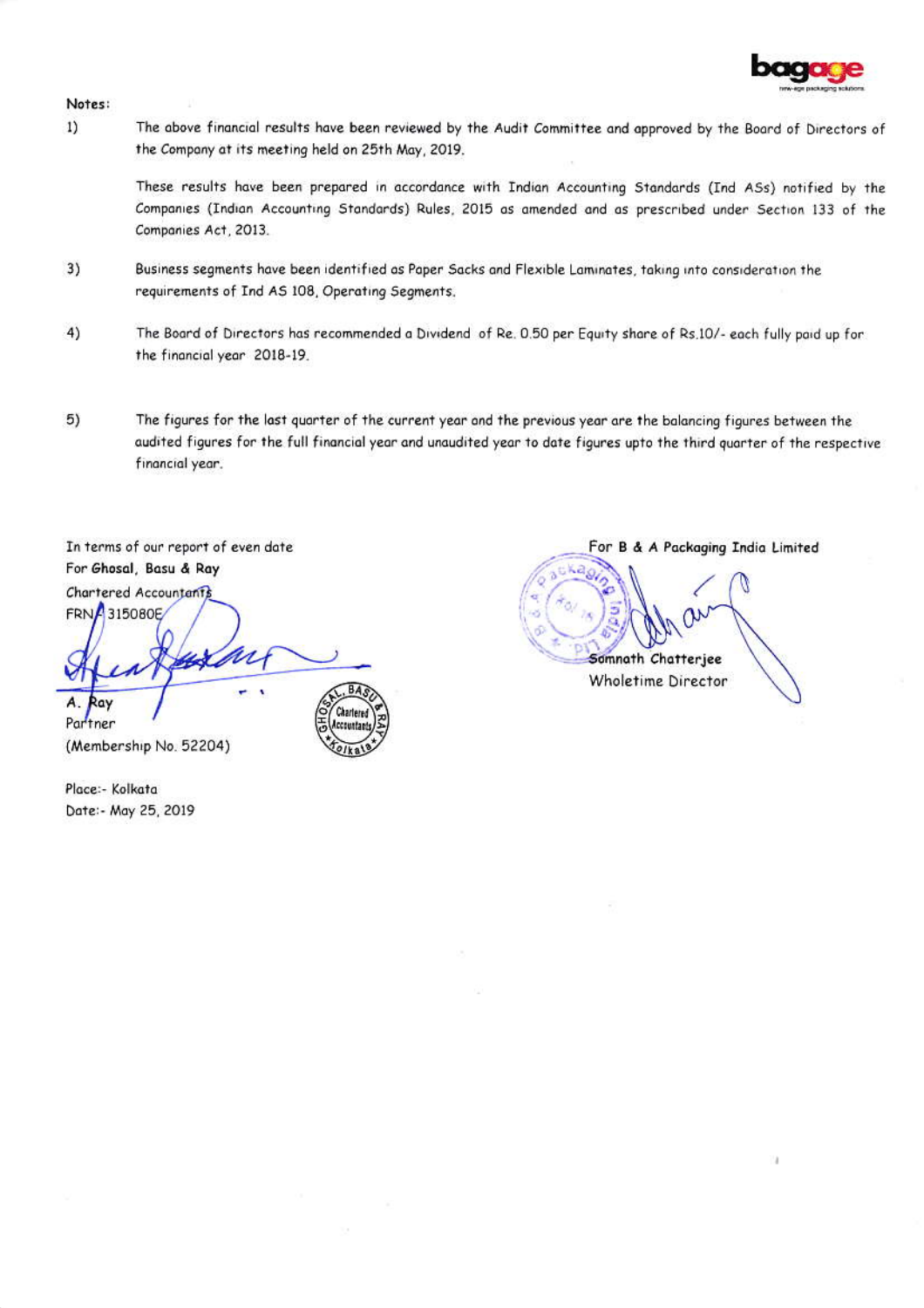Notes:

1) The above financial results have been reviewed by the Audit Committee and approved by the Board of Directors of the Company at its meeting held on 25th May, 2019.

These results have been prepared in accordance with Indian Accounting Standards (Ind ASs) notified by the Companies (Indian Accounting Standards) Rules, 2015 as amended and as prescribed under Section 133 of the Companies Act, 2013.

3) Business segments have been identified as Paper Sacks and Flexible Laminates, taking into consideration the requirements of Ind AS 108, Operating Segments.

4) The Board of Directors has recommended a Dividend of Re. 0.50 per Equity share of Rs.10/- each fully paid up for the financial year 2018-19.

5) The figures for the last quarter of the current year and the previous year are the balancing figures between the audited figures for the full financial year and unaudited year to date figures upto the third quarter of the respective financial year.

In terms of our report of even date
For **Ghosal, Basu & Ray**
Chartered Accountants
FRN - 315080E

A. Ray
Partner
(Membership No. 52204)

Place:- Kolkata
Date:- May 25, 2019

For B & A Packaging India Limited

Somnath Chatterjee
Wholetime Director